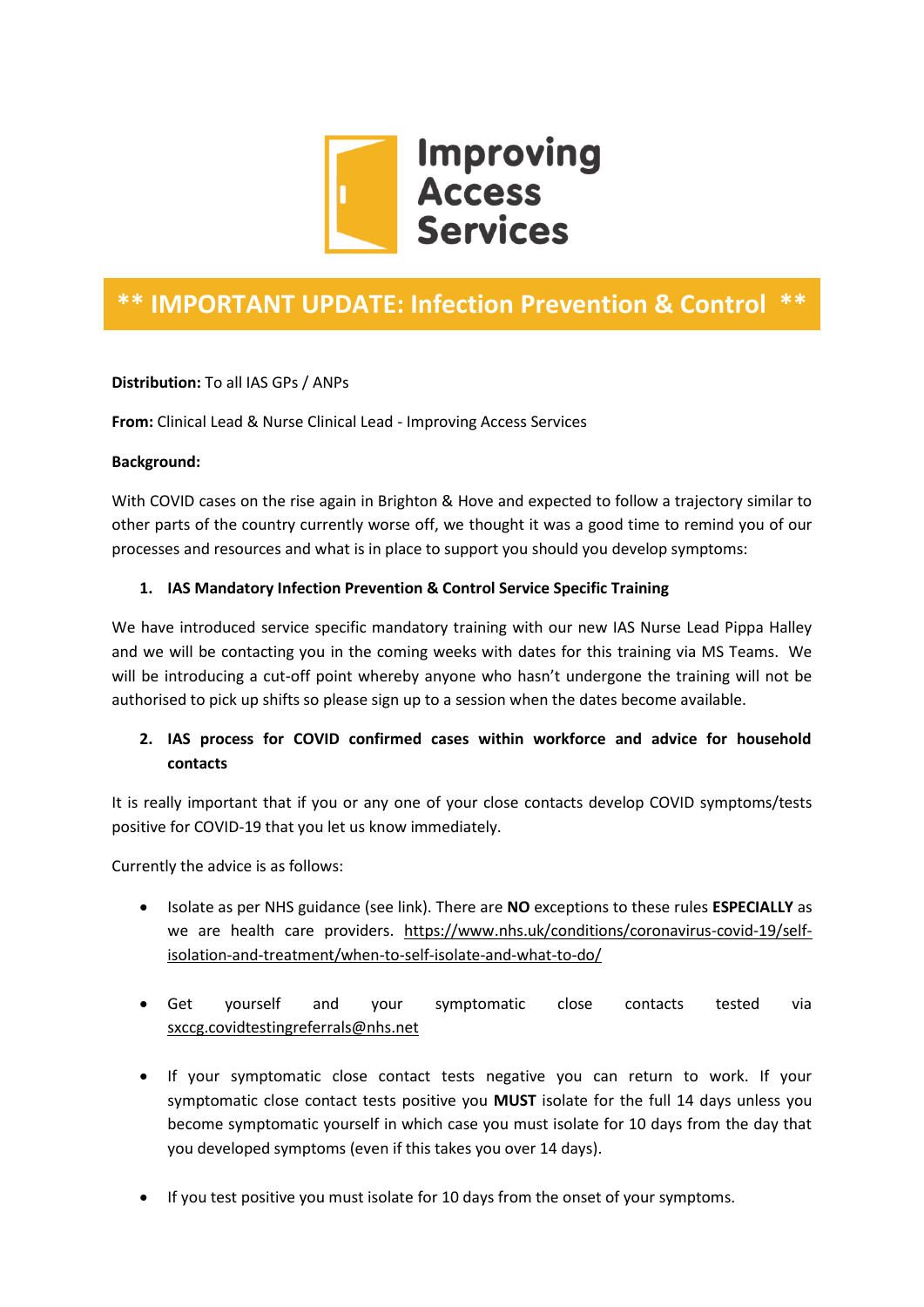Improving Access Services

# ** IMPORTANT UPDATE: Infection Prevention & Control **

**Distribution:** To all IAS GPs / ANPs

**From:** Clinical Lead & Nurse Clinical Lead - Improving Access Services

**Background:**

With COVID cases on the rise again in Brighton & Hove and expected to follow a trajectory similar to other parts of the country currently worse off, we thought it was a good time to remind you of our processes and resources and what is in place to support you should you develop symptoms:

1. **IAS Mandatory Infection Prevention & Control Service Specific Training**

We have introduced service specific mandatory training with our new IAS Nurse Lead Pippa Halley and we will be contacting you in the coming weeks with dates for this training via MS Teams. We will be introducing a cut-off point whereby anyone who hasn't undergone the training will not be authorised to pick up shifts so please sign up to a session when the dates become available.

2. **IAS process for COVID confirmed cases within workforce and advice for household contacts**

It is really important that if you or any one of your close contacts develop COVID symptoms/tests positive for COVID-19 that you let us know immediately.

Currently the advice is as follows:

- Isolate as per NHS guidance (see link). There are **NO** exceptions to these rules **ESPECIALLY** as we are health care providers. https://www.nhs.uk/conditions/coronavirus-covid-19/self-isolation-and-treatment/when-to-self-isolate-and-what-to-do/

- Get yourself and your symptomatic close contacts tested via sxccg.covidtestingreferrals@nhs.net

- If your symptomatic close contact tests negative you can return to work. If your symptomatic close contact tests positive you **MUST** isolate for the full 14 days unless you become symptomatic yourself in which case you must isolate for 10 days from the day that you developed symptoms (even if this takes you over 14 days).

- If you test positive you must isolate for 10 days from the onset of your symptoms.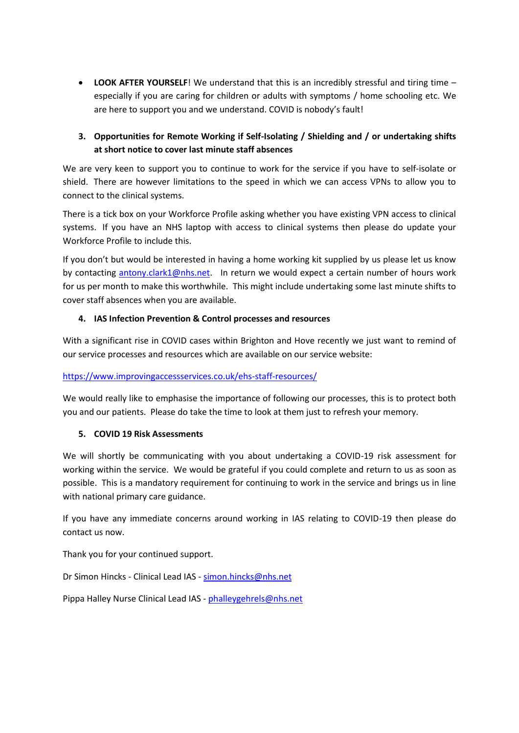- **LOOK AFTER YOURSELF**! We understand that this is an incredibly stressful and tiring time – especially if you are caring for children or adults with symptoms / home schooling etc. We are here to support you and we understand. COVID is nobody's fault!

3. **Opportunities for Remote Working if Self-Isolating / Shielding and / or undertaking shifts at short notice to cover last minute staff absences**

We are very keen to support you to continue to work for the service if you have to self-isolate or shield. There are however limitations to the speed in which we can access VPNs to allow you to connect to the clinical systems.

There is a tick box on your Workforce Profile asking whether you have existing VPN access to clinical systems. If you have an NHS laptop with access to clinical systems then please do update your Workforce Profile to include this.

If you don't but would be interested in having a home working kit supplied by us please let us know by contacting antony.clark1@nhs.net. In return we would expect a certain number of hours work for us per month to make this worthwhile. This might include undertaking some last minute shifts to cover staff absences when you are available.

4. **IAS Infection Prevention & Control processes and resources**

With a significant rise in COVID cases within Brighton and Hove recently we just want to remind of our service processes and resources which are available on our service website:

https://www.improvingaccessservices.co.uk/ehs-staff-resources/

We would really like to emphasise the importance of following our processes, this is to protect both you and our patients. Please do take the time to look at them just to refresh your memory.

5. **COVID 19 Risk Assessments**

We will shortly be communicating with you about undertaking a COVID-19 risk assessment for working within the service. We would be grateful if you could complete and return to us as soon as possible. This is a mandatory requirement for continuing to work in the service and brings us in line with national primary care guidance.

If you have any immediate concerns around working in IAS relating to COVID-19 then please do contact us now.

Thank you for your continued support.

Dr Simon Hincks - Clinical Lead IAS - simon.hincks@nhs.net

Pippa Halley Nurse Clinical Lead IAS - phalleygehrels@nhs.net